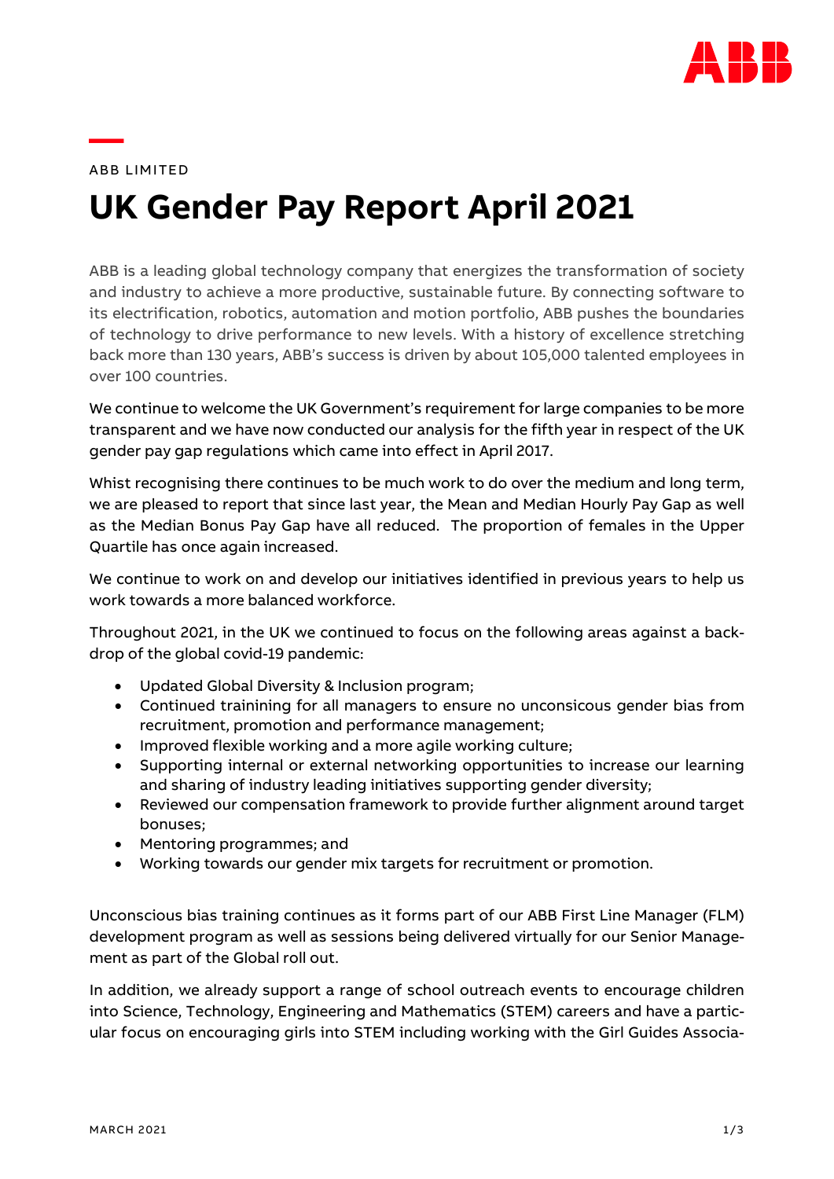ABB LIMITED

# UK Gender Pay Report April 2021

ABB is a leading global technology company that energizes the transformation of society and industry to achieve a more productive, sustainable future. By connecting software to its electrification, robotics, automation and motion portfolio, ABB pushes the boundaries of technology to drive performance to new levels. With a history of excellence stretching back more than 130 years, ABB's success is driven by about 105,000 talented employees in over 100 countries.

We continue to welcome the UK Government's requirement for large companies to be more transparent and we have now conducted our analysis for the fifth year in respect of the UK gender pay gap regulations which came into effect in April 2017.

Whist recognising there continues to be much work to do over the medium and long term, we are pleased to report that since last year, the Mean and Median Hourly Pay Gap as well as the Median Bonus Pay Gap have all reduced. The proportion of females in the Upper Quartile has once again increased.

We continue to work on and develop our initiatives identified in previous years to help us work towards a more balanced workforce.

Throughout 2021, in the UK we continued to focus on the following areas against a back-drop of the global covid-19 pandemic:

- Updated Global Diversity & Inclusion program;
- Continued traininning for all managers to ensure no unconsicous gender bias from recruitment, promotion and performance management;
- Improved flexible working and a more agile working culture;
- Supporting internal or external networking opportunities to increase our learning and sharing of industry leading initiatives supporting gender diversity;
- Reviewed our compensation framework to provide further alignment around target bonuses;
- Mentoring programmes; and
- Working towards our gender mix targets for recruitment or promotion.

Unconscious bias training continues as it forms part of our ABB First Line Manager (FLM) development program as well as sessions being delivered virtually for our Senior Management as part of the Global roll out.

In addition, we already support a range of school outreach events to encourage children into Science, Technology, Engineering and Mathematics (STEM) careers and have a particular focus on encouraging girls into STEM including working with the Girl Guides Associa-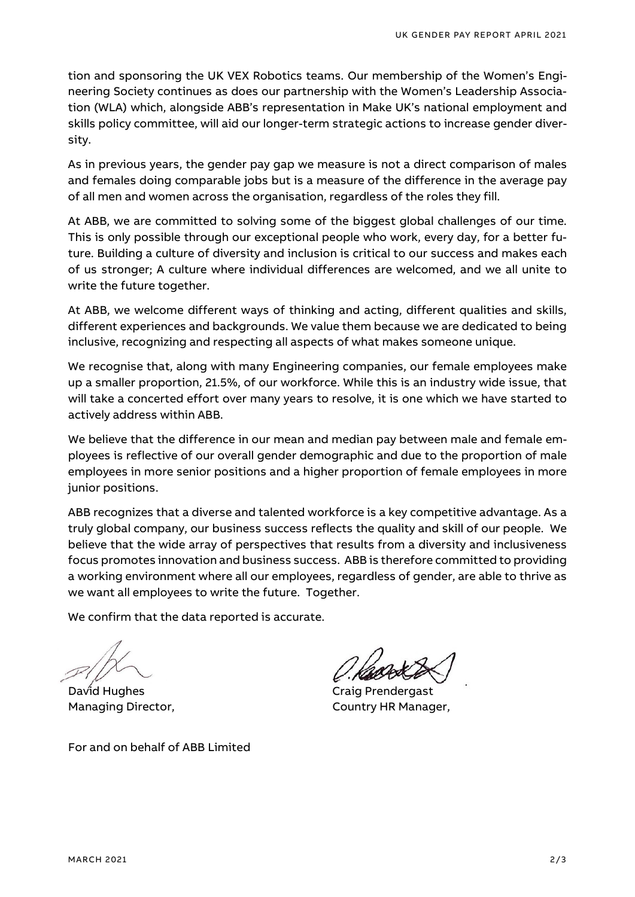tion and sponsoring the UK VEX Robotics teams. Our membership of the Women's Engineering Society continues as does our partnership with the Women's Leadership Association (WLA) which, alongside ABB's representation in Make UK's national employment and skills policy committee, will aid our longer-term strategic actions to increase gender diversity.

As in previous years, the gender pay gap we measure is not a direct comparison of males and females doing comparable jobs but is a measure of the difference in the average pay of all men and women across the organisation, regardless of the roles they fill.

At ABB, we are committed to solving some of the biggest global challenges of our time. This is only possible through our exceptional people who work, every day, for a better future. Building a culture of diversity and inclusion is critical to our success and makes each of us stronger; A culture where individual differences are welcomed, and we all unite to write the future together.

At ABB, we welcome different ways of thinking and acting, different qualities and skills, different experiences and backgrounds. We value them because we are dedicated to being inclusive, recognizing and respecting all aspects of what makes someone unique.

We recognise that, along with many Engineering companies, our female employees make up a smaller proportion, 21.5%, of our workforce. While this is an industry wide issue, that will take a concerted effort over many years to resolve, it is one which we have started to actively address within ABB.

We believe that the difference in our mean and median pay between male and female employees is reflective of our overall gender demographic and due to the proportion of male employees in more senior positions and a higher proportion of female employees in more junior positions.

ABB recognizes that a diverse and talented workforce is a key competitive advantage. As a truly global company, our business success reflects the quality and skill of our people. We believe that the wide array of perspectives that results from a diversity and inclusiveness focus promotes innovation and business success. ABB is therefore committed to providing a working environment where all our employees, regardless of gender, are able to thrive as we want all employees to write the future. Together.

We confirm that the data reported is accurate.

David Hughes
Managing Director,

Craig Prendergast
Country HR Manager,

For and on behalf of ABB Limited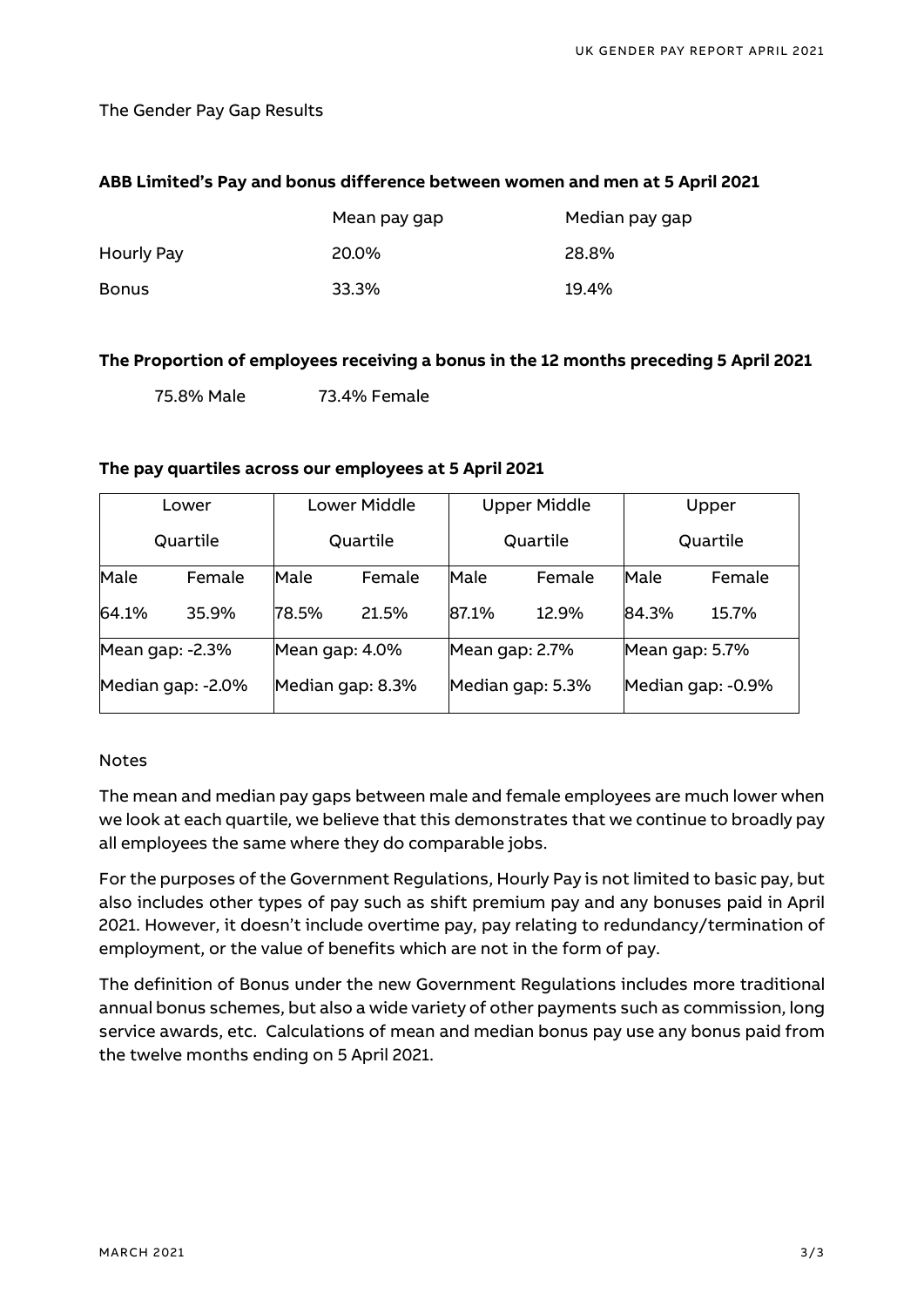The Gender Pay Gap Results

**ABB Limited's Pay and bonus difference between women and men at 5 April 2021**

| | Mean pay gap | Median pay gap |
|---|---|---|
| Hourly Pay | 20.0% | 28.8% |
| Bonus | 33.3% | 19.4% |

**The Proportion of employees receiving a bonus in the 12 months preceding 5 April 2021**

75.8% Male 73.4% Female

**The pay quartiles across our employees at 5 April 2021**

| Lower Quartile | | Lower Middle Quartile | | Upper Middle Quartile | | Upper Quartile | |
|---|---|---|---|---|---|---|---|
| Male | Female | Male | Female | Male | Female | Male | Female |
| 64.1% | 35.9% | 78.5% | 21.5% | 87.1% | 12.9% | 84.3% | 15.7% |
| Mean gap: -2.3% | | Mean gap: 4.0% | | Mean gap: 2.7% | | Mean gap: 5.7% | |
| Median gap: -2.0% | | Median gap: 8.3% | | Median gap: 5.3% | | Median gap: -0.9% | |

Notes

The mean and median pay gaps between male and female employees are much lower when we look at each quartile, we believe that this demonstrates that we continue to broadly pay all employees the same where they do comparable jobs.

For the purposes of the Government Regulations, Hourly Pay is not limited to basic pay, but also includes other types of pay such as shift premium pay and any bonuses paid in April 2021. However, it doesn't include overtime pay, pay relating to redundancy/termination of employment, or the value of benefits which are not in the form of pay.

The definition of Bonus under the new Government Regulations includes more traditional annual bonus schemes, but also a wide variety of other payments such as commission, long service awards, etc. Calculations of mean and median bonus pay use any bonus paid from the twelve months ending on 5 April 2021.